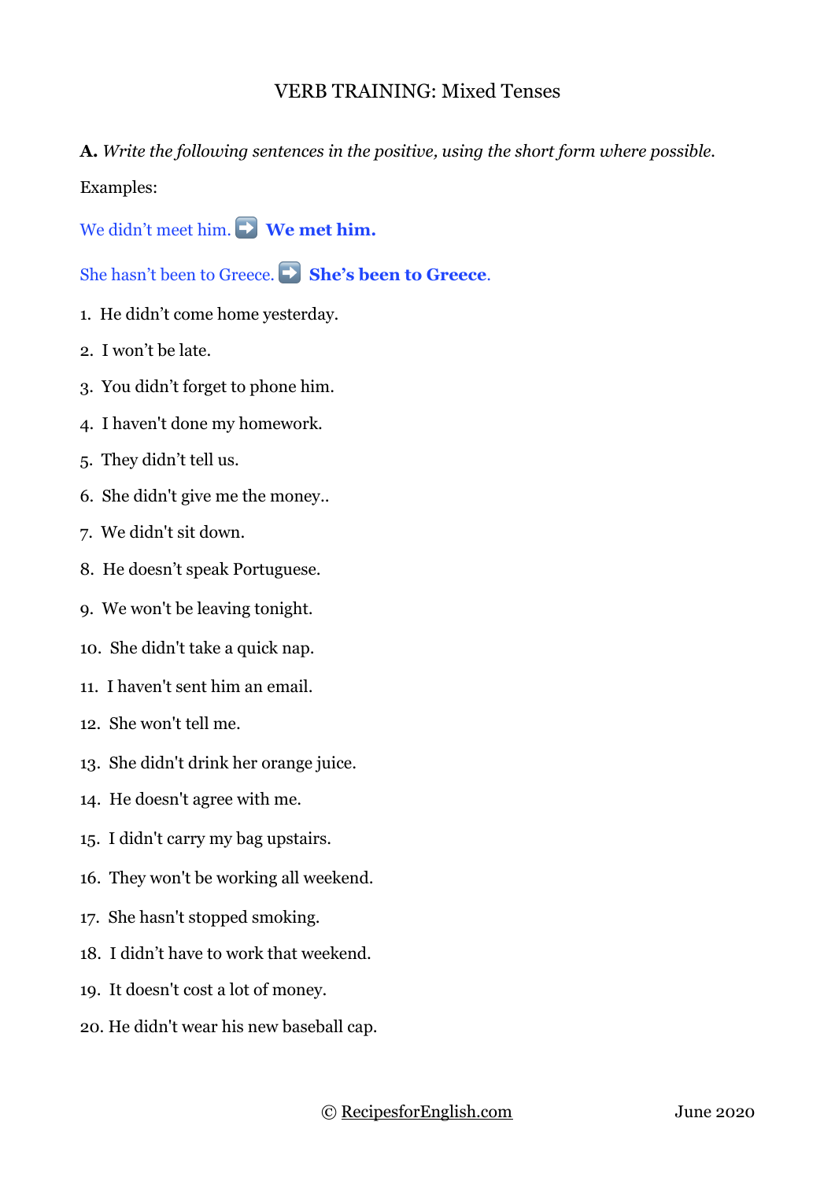# VERB TRAINING: Mixed Tenses

**A.** *Write the following sentences in the positive, using the short form where possible.*

Examples:

We didn't meet him. ➡️ **We met him.**

She hasn't been to Greece. ➡️ **She's been to Greece**.

1. He didn't come home yesterday.
2. I won't be late.
3. You didn't forget to phone him.
4. I haven't done my homework.
5. They didn't tell us.
6. She didn't give me the money..
7. We didn't sit down.
8. He doesn't speak Portuguese.
9. We won't be leaving tonight.
10. She didn't take a quick nap.
11. I haven't sent him an email.
12. She won't tell me.
13. She didn't drink her orange juice.
14. He doesn't agree with me.
15. I didn't carry my bag upstairs.
16. They won't be working all weekend.
17. She hasn't stopped smoking.
18. I didn't have to work that weekend.
19. It doesn't cost a lot of money.
20. He didn't wear his new baseball cap.

© RecipesforEnglish.com June 2020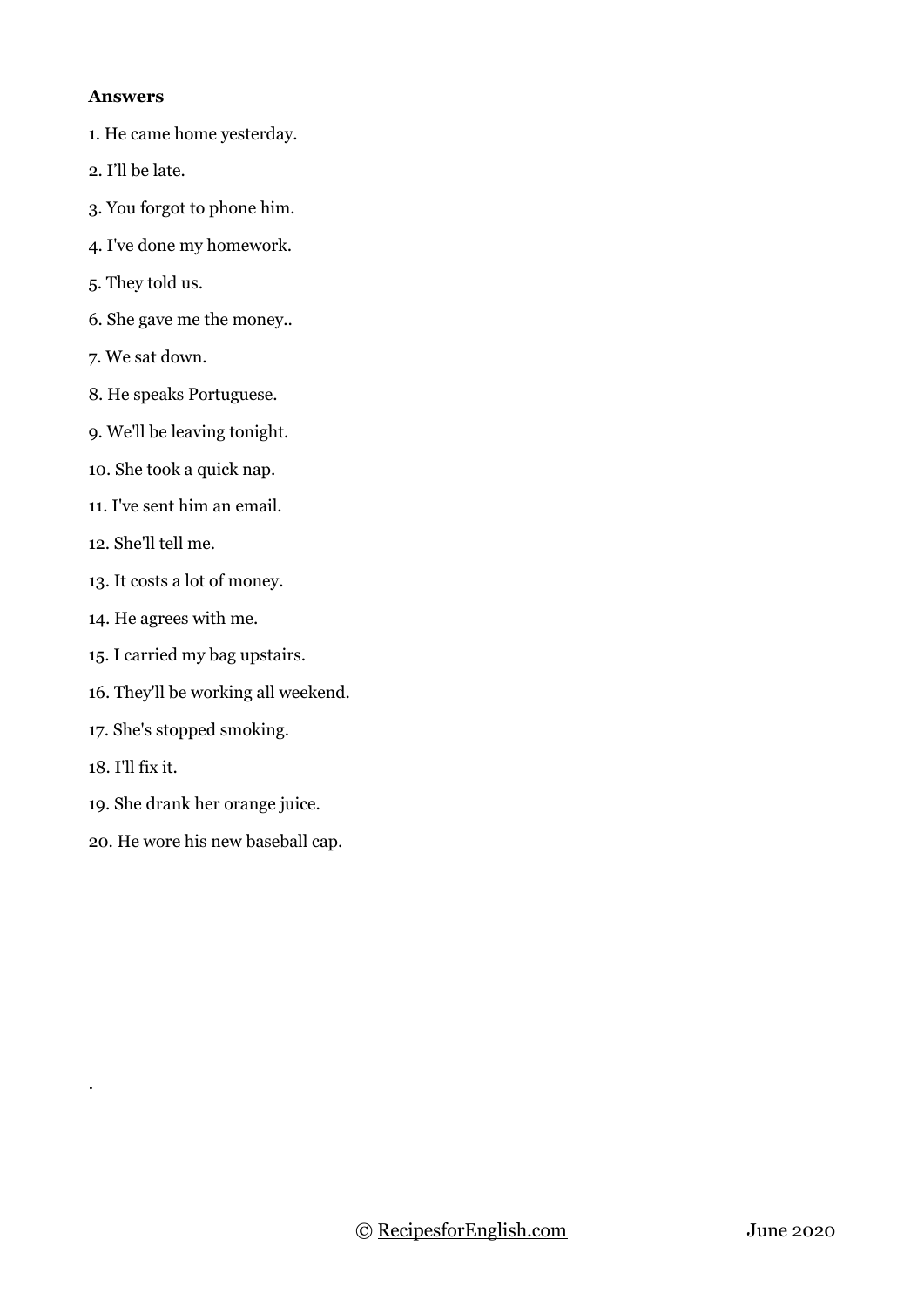**Answers**

1. He came home yesterday.
2. I'll be late.
3. You forgot to phone him.
4. I've done my homework.
5. They told us.
6. She gave me the money..
7. We sat down.
8. He speaks Portuguese.
9. We'll be leaving tonight.
10. She took a quick nap.
11. I've sent him an email.
12. She'll tell me.
13. It costs a lot of money.
14. He agrees with me.
15. I carried my bag upstairs.
16. They'll be working all weekend.
17. She's stopped smoking.
18. I'll fix it.
19. She drank her orange juice.
20. He wore his new baseball cap.

.

© RecipesforEnglish.com June 2020